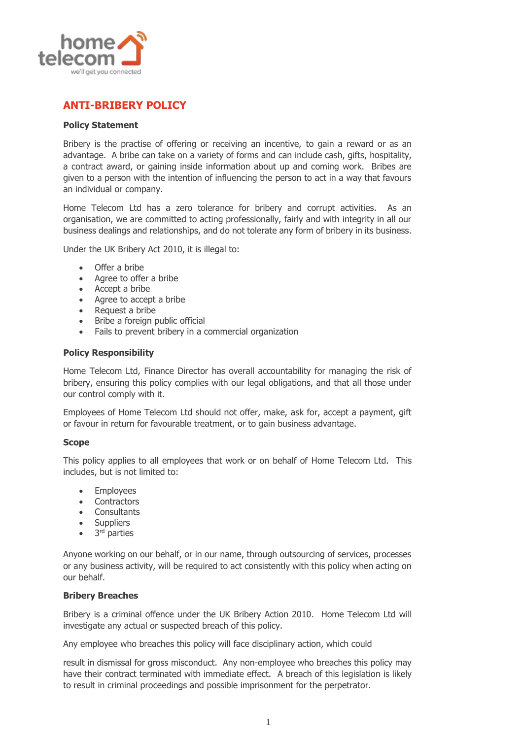home telecom
we'll get you connected

# ANTI-BRIBERY POLICY

## Policy Statement

Bribery is the practise of offering or receiving an incentive, to gain a reward or as an advantage. A bribe can take on a variety of forms and can include cash, gifts, hospitality, a contract award, or gaining inside information about up and coming work. Bribes are given to a person with the intention of influencing the person to act in a way that favours an individual or company.

Home Telecom Ltd has a zero tolerance for bribery and corrupt activities. As an organisation, we are committed to acting professionally, fairly and with integrity in all our business dealings and relationships, and do not tolerate any form of bribery in its business.

Under the UK Bribery Act 2010, it is illegal to:

- Offer a bribe
- Agree to offer a bribe
- Accept a bribe
- Agree to accept a bribe
- Request a bribe
- Bribe a foreign public official
- Fails to prevent bribery in a commercial organization

## Policy Responsibility

Home Telecom Ltd, Finance Director has overall accountability for managing the risk of bribery, ensuring this policy complies with our legal obligations, and that all those under our control comply with it.

Employees of Home Telecom Ltd should not offer, make, ask for, accept a payment, gift or favour in return for favourable treatment, or to gain business advantage.

## Scope

This policy applies to all employees that work or on behalf of Home Telecom Ltd. This includes, but is not limited to:

- Employees
- Contractors
- Consultants
- Suppliers
- 3rd parties

Anyone working on our behalf, or in our name, through outsourcing of services, processes or any business activity, will be required to act consistently with this policy when acting on our behalf.

## Bribery Breaches

Bribery is a criminal offence under the UK Bribery Action 2010. Home Telecom Ltd will investigate any actual or suspected breach of this policy.

Any employee who breaches this policy will face disciplinary action, which could result in dismissal for gross misconduct. Any non-employee who breaches this policy may have their contract terminated with immediate effect. A breach of this legislation is likely to result in criminal proceedings and possible imprisonment for the perpetrator.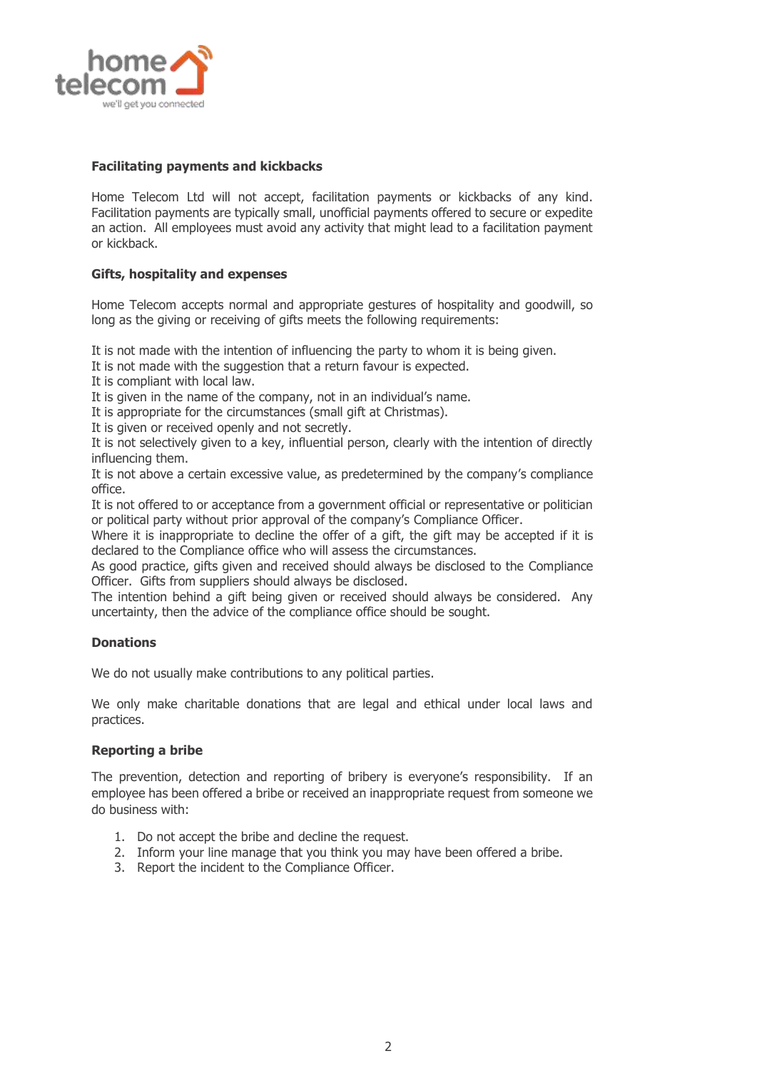**Facilitating payments and kickbacks**

Home Telecom Ltd will not accept, facilitation payments or kickbacks of any kind. Facilitation payments are typically small, unofficial payments offered to secure or expedite an action. All employees must avoid any activity that might lead to a facilitation payment or kickback.

**Gifts, hospitality and expenses**

Home Telecom accepts normal and appropriate gestures of hospitality and goodwill, so long as the giving or receiving of gifts meets the following requirements:

It is not made with the intention of influencing the party to whom it is being given.
It is not made with the suggestion that a return favour is expected.
It is compliant with local law.
It is given in the name of the company, not in an individual's name.
It is appropriate for the circumstances (small gift at Christmas).
It is given or received openly and not secretly.
It is not selectively given to a key, influential person, clearly with the intention of directly influencing them.
It is not above a certain excessive value, as predetermined by the company's compliance office.
It is not offered to or acceptance from a government official or representative or politician or political party without prior approval of the company's Compliance Officer.
Where it is inappropriate to decline the offer of a gift, the gift may be accepted if it is declared to the Compliance office who will assess the circumstances.
As good practice, gifts given and received should always be disclosed to the Compliance Officer. Gifts from suppliers should always be disclosed.
The intention behind a gift being given or received should always be considered. Any uncertainty, then the advice of the compliance office should be sought.

**Donations**

We do not usually make contributions to any political parties.

We only make charitable donations that are legal and ethical under local laws and practices.

**Reporting a bribe**

The prevention, detection and reporting of bribery is everyone's responsibility. If an employee has been offered a bribe or received an inappropriate request from someone we do business with:

1. Do not accept the bribe and decline the request.
2. Inform your line manage that you think you may have been offered a bribe.
3. Report the incident to the Compliance Officer.